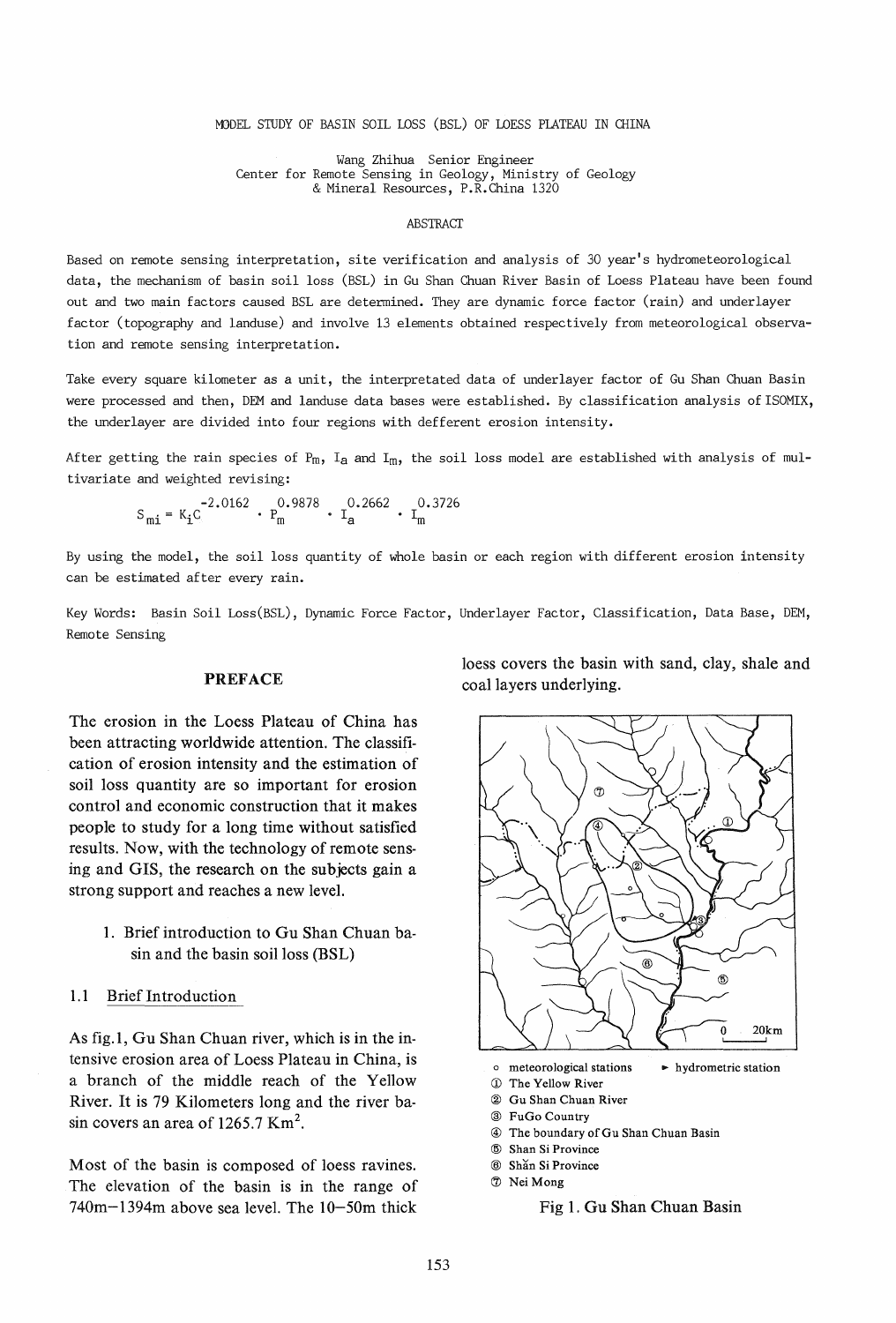# MODEL STUDY OF BASIN SOIL LOSS (BSL) OF LOESS PLATEAU IN CHINA

Wang Zhihua Senior Engineer
Center for Remote Sensing in Geology, Ministry of Geology
& Mineral Resources, P.R.China 1320

## ABSTRACT

Based on remote sensing interpretation, site verification and analysis of 30 year's hydrometeorological data, the mechanism of basin soil loss (BSL) in Gu Shan Chuan River Basin of Loess Plateau have been found out and two main factors caused BSL are determined. They are dynamic force factor (rain) and underlayer factor (topography and landuse) and involve 13 elements obtained respectively from meteorological observation and remote sensing interpretation.

Take every square kilometer as a unit, the interpretated data of underlayer factor of Gu Shan Chuan Basin were processed and then, DEM and landuse data bases were established. By classification analysis of ISOMIX, the underlayer are divided into four regions with defferent erosion intensity.

After getting the rain species of $P_m$, $I_a$ and $I_m$, the soil loss model are established with analysis of multivariate and weighted revising:

$$S_{mi} = K_i C^{-2.0162} \cdot P_m^{0.9878} \cdot I_a^{0.2662} \cdot I_m^{0.3726}$$

By using the model, the soil loss quantity of whole basin or each region with different erosion intensity can be estimated after every rain.

Key Words: Basin Soil Loss(BSL), Dynamic Force Factor, Underlayer Factor, Classification, Data Base, DEM, Remote Sensing

## PREFACE

The erosion in the Loess Plateau of China has been attracting worldwide attention. The classification of erosion intensity and the estimation of soil loss quantity are so important for erosion control and economic construction that it makes people to study for a long time without satisfied results. Now, with the technology of remote sensing and GIS, the research on the subjects gain a strong support and reaches a new level.

### 1. Brief introduction to Gu Shan Chuan basin and the basin soil loss (BSL)

### 1.1 Brief Introduction

As fig.1, Gu Shan Chuan river, which is in the intensive erosion area of Loess Plateau in China, is a branch of the middle reach of the Yellow River. It is 79 Kilometers long and the river basin covers an area of 1265.7 $Km^2$.

Most of the basin is composed of loess ravines. The elevation of the basin is in the range of 740m—1394m above sea level. The 10—50m thick loess covers the basin with sand, clay, shale and coal layers underlying.

o meteorological stations ► hydrometric station
① The Yellow River
② Gu Shan Chuan River
③ FuGo Country
④ The boundary of Gu Shan Chuan Basin
⑤ Shan Si Province
⑥ Shǎn Si Province
⑦ Nei Mong

Fig 1. Gu Shan Chuan Basin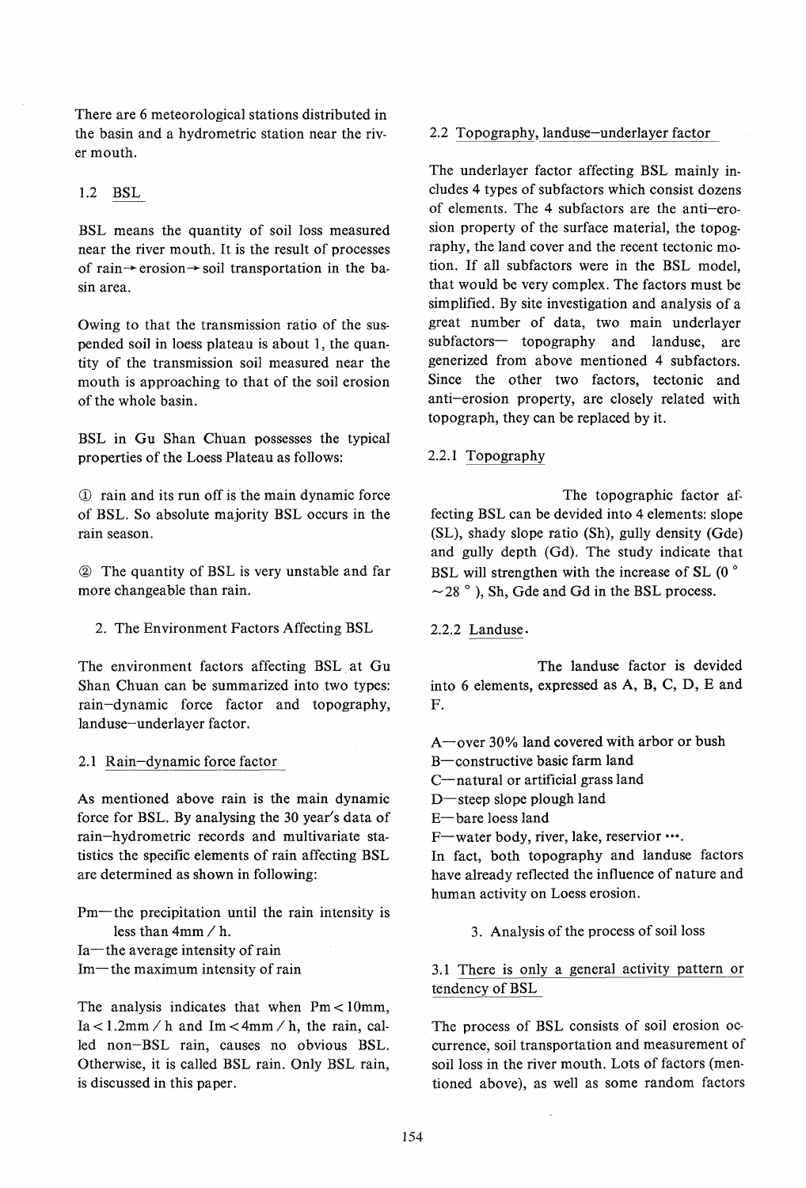There are 6 meteorological stations distributed in the basin and a hydrometric station near the river mouth.

### 1.2 BSL

BSL means the quantity of soil loss measured near the river mouth. It is the result of processes of rain→erosion→soil transportation in the basin area.

Owing to that the transmission ratio of the suspended soil in loess plateau is about 1, the quantity of the transmission soil measured near the mouth is approaching to that of the soil erosion of the whole basin.

BSL in Gu Shan Chuan possesses the typical properties of the Loess Plateau as follows:

① rain and its run off is the main dynamic force of BSL. So absolute majority BSL occurs in the rain season.

② The quantity of BSL is very unstable and far more changeable than rain.

## 2. The Environment Factors Affecting BSL

The environment factors affecting BSL at Gu Shan Chuan can be summarized into two types: rain–dynamic force factor and topography, landuse–underlayer factor.

### 2.1 Rain–dynamic force factor

As mentioned above rain is the main dynamic force for BSL. By analysing the 30 year's data of rain–hydrometric records and multivariate statistics the specific elements of rain affecting BSL are determined as shown in following:

Pm—the precipitation until the rain intensity is less than 4mm / h.
Ia—the average intensity of rain
Im—the maximum intensity of rain

The analysis indicates that when Pm < 10mm, Ia < 1.2mm / h and Im < 4mm / h, the rain, called non–BSL rain, causes no obvious BSL. Otherwise, it is called BSL rain. Only BSL rain, is discussed in this paper.

### 2.2 Topography, landuse–underlayer factor

The underlayer factor affecting BSL mainly includes 4 types of subfactors which consist dozens of elements. The 4 subfactors are the anti–erosion property of the surface material, the topography, the land cover and the recent tectonic motion. If all subfactors were in the BSL model, that would be very complex. The factors must be simplified. By site investigation and analysis of a great number of data, two main underlayer subfactors— topography and landuse, are generized from above mentioned 4 subfactors. Since the other two factors, tectonic and anti–erosion property, are closely related with topograph, they can be replaced by it.

#### 2.2.1 Topography

The topographic factor affecting BSL can be devided into 4 elements: slope (SL), shady slope ratio (Sh), gully density (Gde) and gully depth (Gd). The study indicate that BSL will strengthen with the increase of SL (0 ° ~28 ° ), Sh, Gde and Gd in the BSL process.

#### 2.2.2 Landuse.

The landuse factor is devided into 6 elements, expressed as A, B, C, D, E and F.

A—over 30% land covered with arbor or bush
B—constructive basic farm land
C—natural or artificial grass land
D—steep slope plough land
E—bare loess land
F—water body, river, lake, reservior ….

In fact, both topography and landuse factors have already reflected the influence of nature and human activity on Loess erosion.

## 3. Analysis of the process of soil loss

### 3.1 There is only a general activity pattern or tendency of BSL

The process of BSL consists of soil erosion occurrence, soil transportation and measurement of soil loss in the river mouth. Lots of factors (mentioned above), as well as some random factors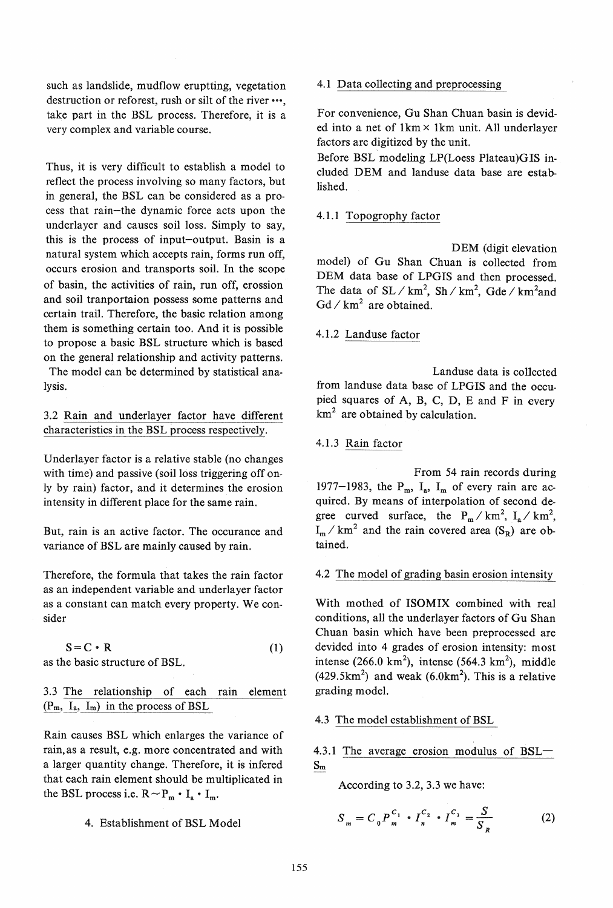such as landslide, mudflow erupting, vegetation destruction or reforest, rush or silt of the river ···, take part in the BSL process. Therefore, it is a very complex and variable course.

Thus, it is very difficult to establish a model to reflect the process involving so many factors, but in general, the BSL can be considered as a process that rain–the dynamic force acts upon the underlayer and causes soil loss. Simply to say, this is the process of input–output. Basin is a natural system which accepts rain, forms run off, occurs erosion and transports soil. In the scope of basin, the activities of rain, run off, erossion and soil tranportaion possess some patterns and certain trail. Therefore, the basic relation among them is something certain too. And it is possible to propose a basic BSL structure which is based on the general relationship and activity patterns. The model can be determined by statistical analysis.

### 3.2 Rain and underlayer factor have different characteristics in the BSL process respectively.

Underlayer factor is a relative stable (no changes with time) and passive (soil loss triggering off only by rain) factor, and it determines the erosion intensity in different place for the same rain.

But, rain is an active factor. The occurance and variance of BSL are mainly caused by rain.

Therefore, the formula that takes the rain factor as an independent variable and underlayer factor as a constant can match every property. We consider

$$S = C \cdot R \qquad (1)$$

as the basic structure of BSL.

### 3.3 The relationship of each rain element ($P_m$, $I_a$, $I_m$) in the process of BSL

Rain causes BSL which enlarges the variance of rain, as a result, e.g. more concentrated and with a larger quantity change. Therefore, it is infered that each rain element should be multiplicated in the BSL process i.e. $R \sim P_m \cdot I_a \cdot I_m$.

## 4. Establishment of BSL Model

### 4.1 Data collecting and preprocessing

For convenience, Gu Shan Chuan basin is devided into a net of 1km × 1km unit. All underlayer factors are digitized by the unit.

Before BSL modeling LP(Loess Plateau)GIS included DEM and landuse data base are established.

#### 4.1.1 Topography factor

DEM (digit elevation model) of Gu Shan Chuan is collected from DEM data base of LPGIS and then processed. The data of $SL/km^2$, $Sh/km^2$, $Gde/km^2$ and $Gd/km^2$ are obtained.

#### 4.1.2 Landuse factor

Landuse data is collected from landuse data base of LPGIS and the occupied squares of A, B, C, D, E and F in every $km^2$ are obtained by calculation.

#### 4.1.3 Rain factor

From 54 rain records during 1977–1983, the $P_m$, $I_a$, $I_m$ of every rain are acquired. By means of interpolation of second degree curved surface, the $P_m/km^2$, $I_a/km^2$, $I_m/km^2$ and the rain covered area ($S_R$) are obtained.

### 4.2 The model of grading basin erosion intensity

With mothed of ISOMIX combined with real conditions, all the underlayer factors of Gu Shan Chuan basin which have been preprocessed are devided into 4 grades of erosion intensity: most intense (266.0 $km^2$), intense (564.3 $km^2$), middle (429.5$km^2$) and weak (6.0$km^2$). This is a relative grading model.

### 4.3 The model establishment of BSL

#### 4.3.1 The average erosion modulus of BSL—$S_m$

According to 3.2, 3.3 we have:

$$S_m = C_0 P_m^{C_1} \cdot I_a^{C_2} \cdot I_m^{C_3} = \frac{S}{S_R} \qquad (2)$$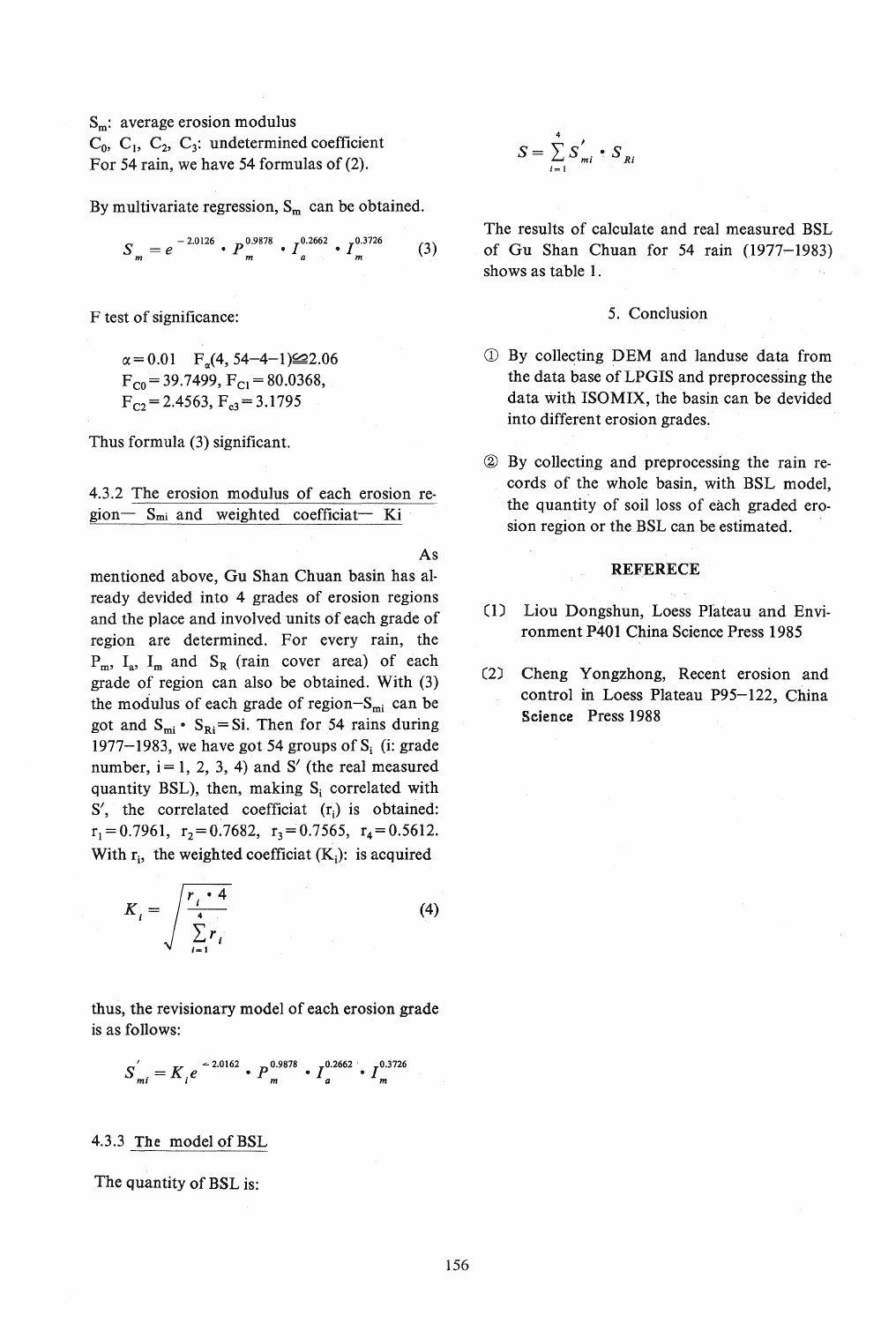$S_m$: average erosion modulus

$C_0$, $C_1$, $C_2$, $C_3$: undetermined coefficient

For 54 rain, we have 54 formulas of (2).

By multivariate regression, $S_m$ can be obtained.

$$S_m = e^{-2.0126} \cdot P_m^{0.9878} \cdot I_a^{0.2662} \cdot I_m^{0.3726} \quad (3)$$

F test of significance:

$\alpha = 0.01$ $F_\alpha(4, 54-4-1) \cong 2.06$

$F_{C0} = 39.7499$, $F_{C1} = 80.0368$,

$F_{C2} = 2.4563$, $F_{c3} = 3.1795$

Thus formula (3) significant.

4.3.2 The erosion modulus of each erosion region— $S_{mi}$ and weighted coefficiat— Ki

As mentioned above, Gu Shan Chuan basin has already devided into 4 grades of erosion regions and the place and involved units of each grade of region are determined. For every rain, the $P_m$, $I_a$, $I_m$ and $S_R$ (rain cover area) of each grade of region can also be obtained. With (3) the modulus of each grade of region—$S_{mi}$ can be got and $S_{mi} \cdot S_{Ri} = Si$. Then for 54 rains during 1977–1983, we have got 54 groups of $S_i$ (i: grade number, i = 1, 2, 3, 4) and $S'$ (the real measured quantity BSL), then, making $S_i$ correlated with $S'$, the correlated coefficiat ($r_i$) is obtained: $r_1 = 0.7961$, $r_2 = 0.7682$, $r_3 = 0.7565$, $r_4 = 0.5612$. With $r_i$, the weighted coefficiat ($K_i$): is acquired

$$K_i = \sqrt{\frac{r_i \cdot 4}{\sum_{i=1}^{4} r_i}} \quad (4)$$

thus, the revisionary model of each erosion grade is as follows:

$$S'_{mi} = K_i e^{-2.0162} \cdot P_m^{0.9878} \cdot I_a^{0.2662} \cdot I_m^{0.3726}$$

4.3.3 The model of BSL

The quantity of BSL is:

$$S = \sum_{i=1}^{4} S'_{mi} \cdot S_{Ri}$$

The results of calculate and real measured BSL of Gu Shan Chuan for 54 rain (1977–1983) shows as table 1.

## 5. Conclusion

① By collecting DEM and landuse data from the data base of LPGIS and preprocessing the data with ISOMIX, the basin can be devided into different erosion grades.

② By collecting and preprocessing the rain records of the whole basin, with BSL model, the quantity of soil loss of each graded erosion region or the BSL can be estimated.

## REFERECE

[1] Liou Dongshun, Loess Plateau and Environment P401 China Science Press 1985

[2] Cheng Yongzhong, Recent erosion and control in Loess Plateau P95–122, China Science Press 1988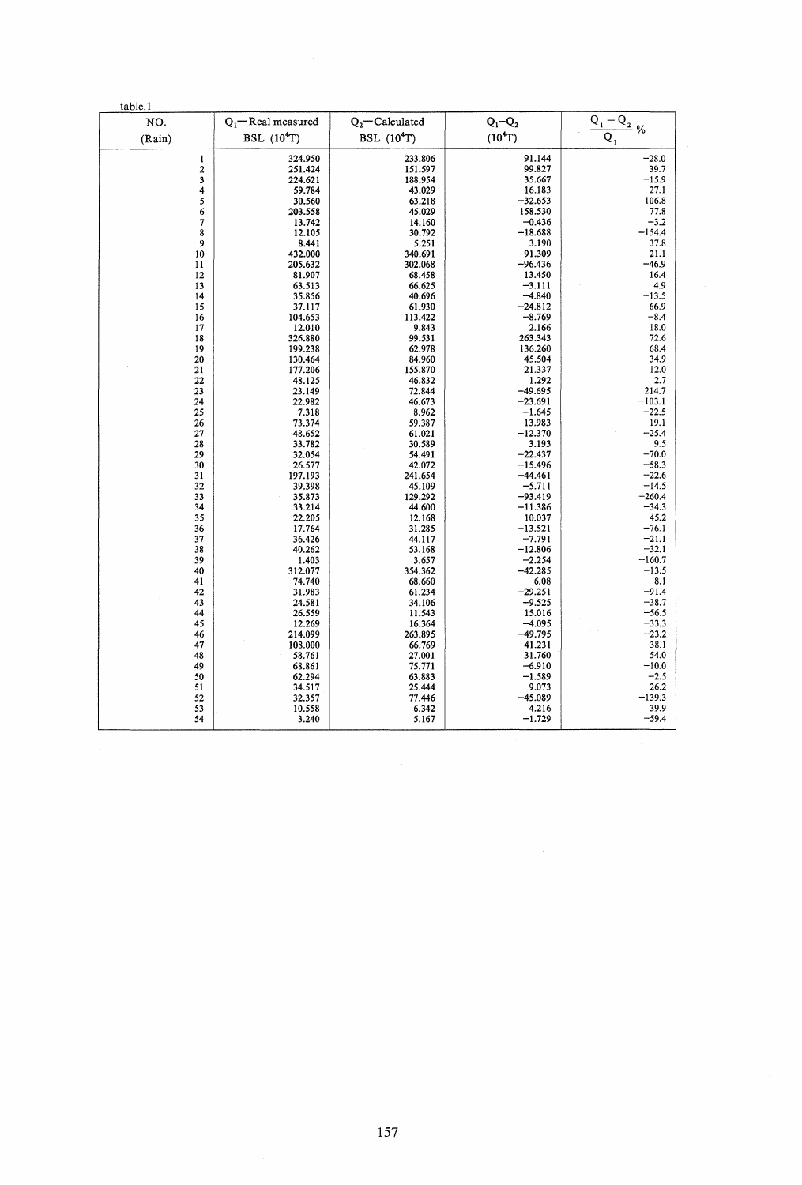table.1

| NO. (Rain) | $Q_1$—Real measured BSL ($10^4$T) | $Q_2$—Calculated BSL ($10^4$T) | $Q_1$–$Q_2$ ($10^4$T) | $\frac{Q_1 - Q_2}{Q_1}$ % |
|---|---|---|---|---|
| 1 | 324.950 | 233.806 | 91.144 | −28.0 |
| 2 | 251.424 | 151.597 | 99.827 | 39.7 |
| 3 | 224.621 | 188.954 | 35.667 | −15.9 |
| 4 | 59.784 | 43.029 | 16.183 | 27.1 |
| 5 | 30.560 | 63.218 | −32.653 | 106.8 |
| 6 | 203.558 | 45.029 | 158.530 | 77.8 |
| 7 | 13.742 | 14.160 | −0.436 | −3.2 |
| 8 | 12.105 | 30.792 | −18.688 | −154.4 |
| 9 | 8.441 | 5.251 | 3.190 | 37.8 |
| 10 | 432.000 | 340.691 | 91.309 | 21.1 |
| 11 | 205.632 | 302.068 | −96.436 | −46.9 |
| 12 | 81.907 | 68.458 | 13.450 | 16.4 |
| 13 | 63.513 | 66.625 | −3.111 | 4.9 |
| 14 | 35.856 | 40.696 | −4.840 | −13.5 |
| 15 | 37.117 | 61.930 | −24.812 | 66.9 |
| 16 | 104.653 | 113.422 | −8.769 | −8.4 |
| 17 | 12.010 | 9.843 | 2.166 | 18.0 |
| 18 | 326.880 | 99.531 | 263.343 | 72.6 |
| 19 | 199.238 | 62.978 | 136.260 | 68.4 |
| 20 | 130.464 | 84.960 | 45.504 | 34.9 |
| 21 | 177.206 | 155.870 | 21.337 | 12.0 |
| 22 | 48.125 | 46.832 | 1.292 | 2.7 |
| 23 | 23.149 | 72.844 | −49.695 | 214.7 |
| 24 | 22.982 | 46.673 | −23.691 | −103.1 |
| 25 | 7.318 | 8.962 | −1.645 | −22.5 |
| 26 | 73.374 | 59.387 | 13.983 | 19.1 |
| 27 | 48.652 | 61.021 | −12.370 | −25.4 |
| 28 | 33.782 | 30.589 | 3.193 | 9.5 |
| 29 | 32.054 | 54.491 | −22.437 | −70.0 |
| 30 | 26.577 | 42.072 | −15.496 | −58.3 |
| 31 | 197.193 | 241.654 | −44.461 | −22.6 |
| 32 | 39.398 | 45.109 | −5.711 | −14.5 |
| 33 | 35.873 | 129.292 | −93.419 | −260.4 |
| 34 | 33.214 | 44.600 | −11.386 | −34.3 |
| 35 | 22.205 | 12.168 | 10.037 | 45.2 |
| 36 | 17.764 | 31.285 | −13.521 | −76.1 |
| 37 | 36.426 | 44.117 | −7.791 | −21.1 |
| 38 | 40.262 | 53.168 | −12.806 | −32.1 |
| 39 | 1.403 | 3.657 | −2.254 | −160.7 |
| 40 | 312.077 | 354.362 | −42.285 | −13.5 |
| 41 | 74.740 | 68.660 | 6.08 | 8.1 |
| 42 | 31.983 | 61.234 | −29.251 | −91.4 |
| 43 | 24.581 | 34.106 | −9.525 | −38.7 |
| 44 | 26.559 | 11.543 | 15.016 | −56.5 |
| 45 | 12.269 | 16.364 | −4.095 | −33.3 |
| 46 | 214.099 | 263.895 | −49.795 | −23.2 |
| 47 | 108.000 | 66.769 | 41.231 | 38.1 |
| 48 | 58.761 | 27.001 | 31.760 | 54.0 |
| 49 | 68.861 | 75.771 | −6.910 | −10.0 |
| 50 | 62.294 | 63.883 | −1.589 | −2.5 |
| 51 | 34.517 | 25.444 | 9.073 | 26.2 |
| 52 | 32.357 | 77.446 | −45.089 | −139.3 |
| 53 | 10.558 | 6.342 | 4.216 | 39.9 |
| 54 | 3.240 | 5.167 | −1.729 | −59.4 |